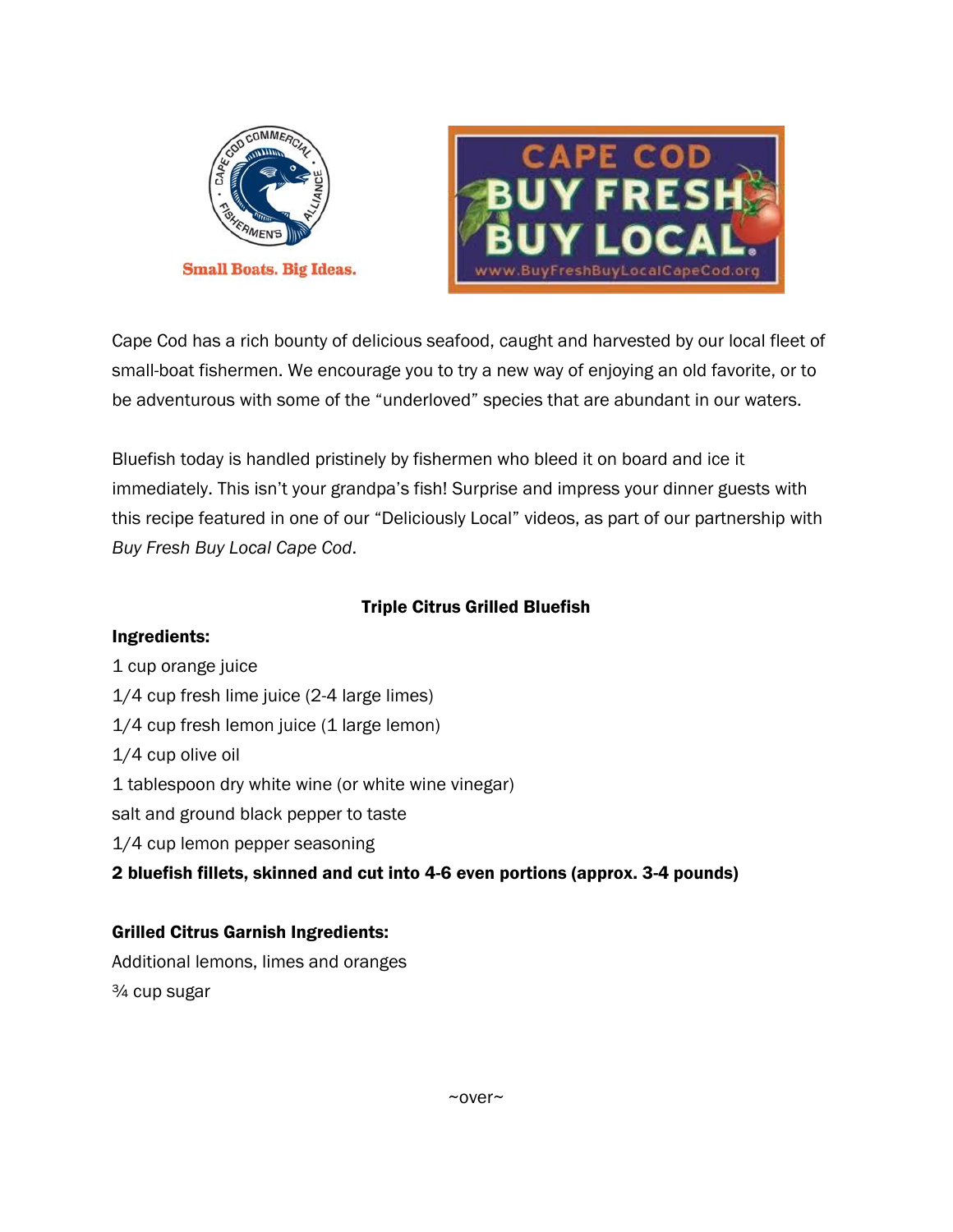Small Boats. Big Ideas.

Cape Cod has a rich bounty of delicious seafood, caught and harvested by our local fleet of small-boat fishermen. We encourage you to try a new way of enjoying an old favorite, or to be adventurous with some of the "underloved" species that are abundant in our waters.

Bluefish today is handled pristinely by fishermen who bleed it on board and ice it immediately. This isn't your grandpa's fish! Surprise and impress your dinner guests with this recipe featured in one of our "Deliciously Local" videos, as part of our partnership with *Buy Fresh Buy Local Cape Cod*.

## Triple Citrus Grilled Bluefish

**Ingredients:**

1 cup orange juice
1/4 cup fresh lime juice (2-4 large limes)
1/4 cup fresh lemon juice (1 large lemon)
1/4 cup olive oil
1 tablespoon dry white wine (or white wine vinegar)
salt and ground black pepper to taste
1/4 cup lemon pepper seasoning
**2 bluefish fillets, skinned and cut into 4-6 even portions (approx. 3-4 pounds)**

**Grilled Citrus Garnish Ingredients:**

Additional lemons, limes and oranges
¾ cup sugar

~over~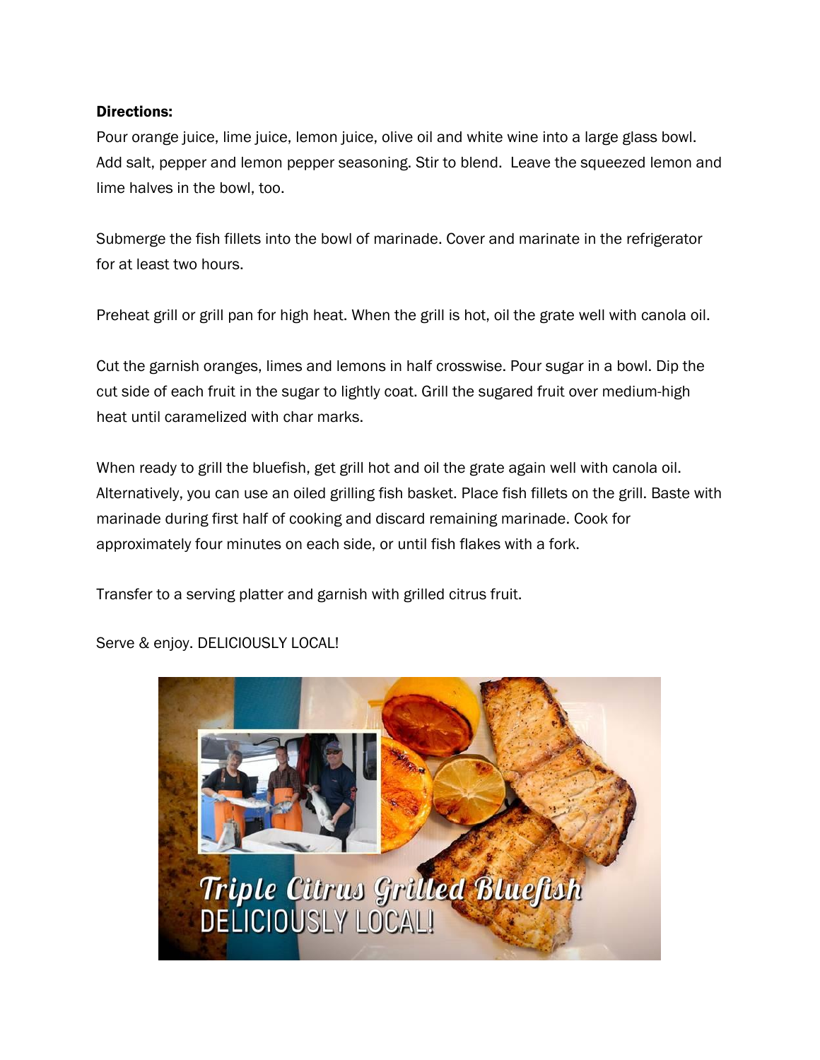**Directions:**

Pour orange juice, lime juice, lemon juice, olive oil and white wine into a large glass bowl. Add salt, pepper and lemon pepper seasoning. Stir to blend. Leave the squeezed lemon and lime halves in the bowl, too.

Submerge the fish fillets into the bowl of marinade. Cover and marinate in the refrigerator for at least two hours.

Preheat grill or grill pan for high heat. When the grill is hot, oil the grate well with canola oil.

Cut the garnish oranges, limes and lemons in half crosswise. Pour sugar in a bowl. Dip the cut side of each fruit in the sugar to lightly coat. Grill the sugared fruit over medium-high heat until caramelized with char marks.

When ready to grill the bluefish, get grill hot and oil the grate again well with canola oil. Alternatively, you can use an oiled grilling fish basket. Place fish fillets on the grill. Baste with marinade during first half of cooking and discard remaining marinade. Cook for approximately four minutes on each side, or until fish flakes with a fork.

Transfer to a serving platter and garnish with grilled citrus fruit.

Serve & enjoy. DELICIOUSLY LOCAL!